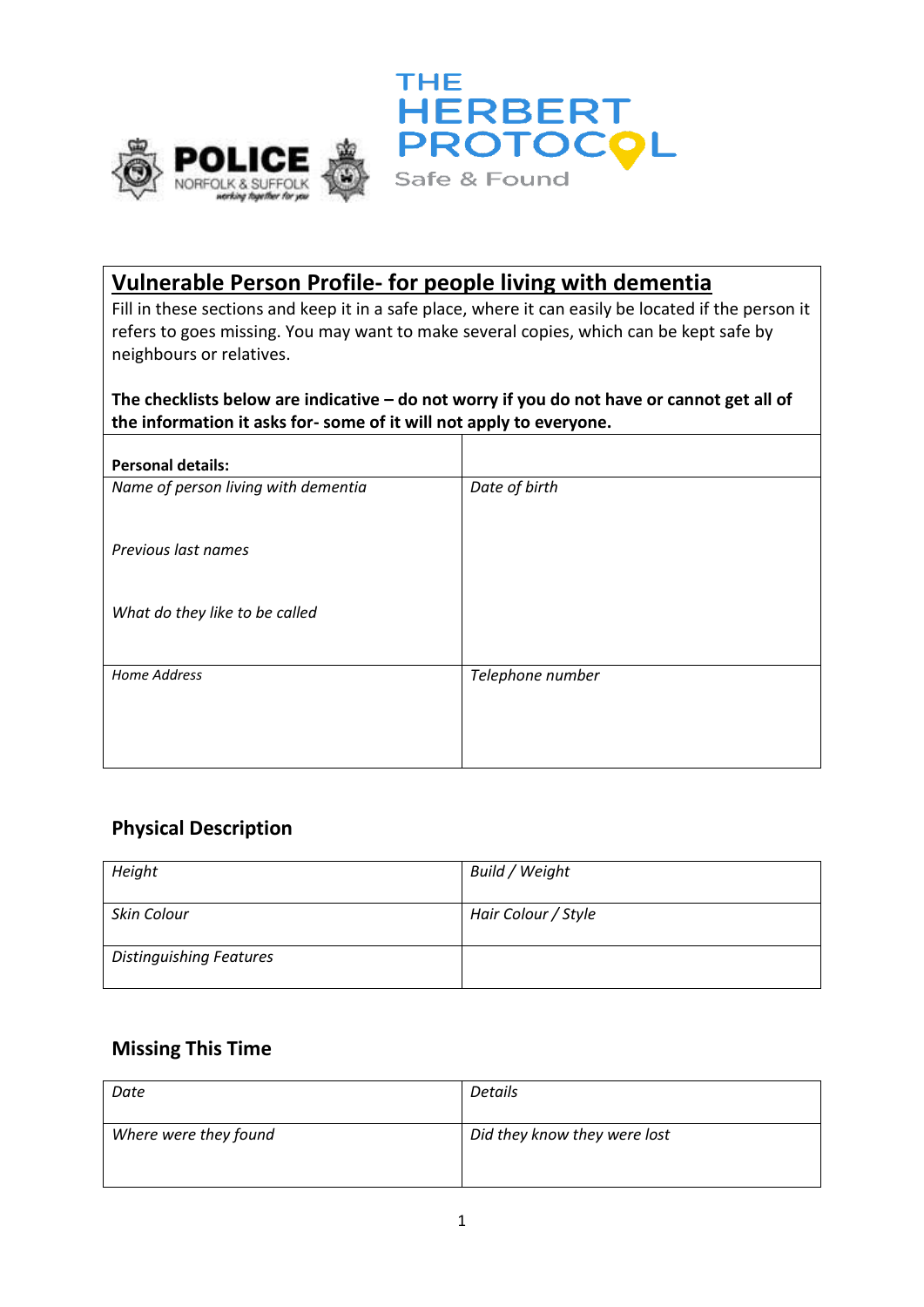# Vulnerable Person Profile- for people living with dementia

Fill in these sections and keep it in a safe place, where it can easily be located if the person it refers to goes missing. You may want to make several copies, which can be kept safe by neighbours or relatives.

**The checklists below are indicative – do not worry if you do not have or cannot get all of the information it asks for- some of it will not apply to everyone.**

| **Personal details:** | |
|---|---|
| *Name of person living with dementia*<br><br>*Previous last names*<br><br>*What do they like to be called* | *Date of birth* |
| *Home Address* | *Telephone number* |

## Physical Description

| *Height* | *Build / Weight* |
|---|---|
| *Skin Colour* | *Hair Colour / Style* |
| *Distinguishing Features* | |

## Missing This Time

| *Date* | *Details* |
|---|---|
| *Where were they found* | *Did they know they were lost* |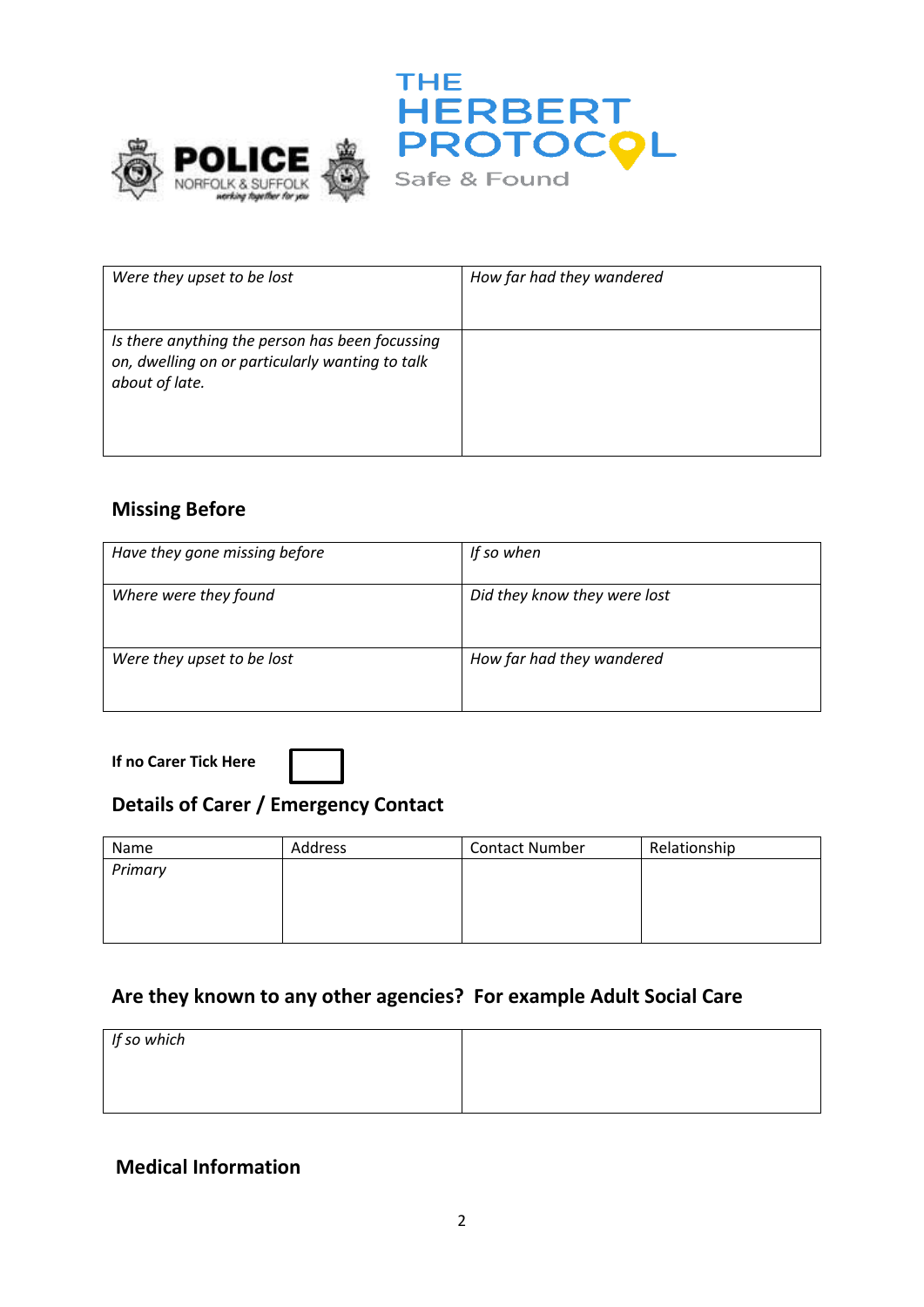| *Were they upset to be lost* | *How far had they wandered* |
|---|---|
| *Is there anything the person has been focussing on, dwelling on or particularly wanting to talk about of late.* | |

## Missing Before

| *Have they gone missing before* | *If so when* |
|---|---|
| *Where were they found* | *Did they know they were lost* |
| *Were they upset to be lost* | *How far had they wandered* |

**If no Carer Tick Here** ☐

## Details of Carer / Emergency Contact

| Name | Address | Contact Number | Relationship |
|---|---|---|---|
| *Primary* | | | |

## Are they known to any other agencies? For example Adult Social Care

| *If so which* | |
|---|---|

## Medical Information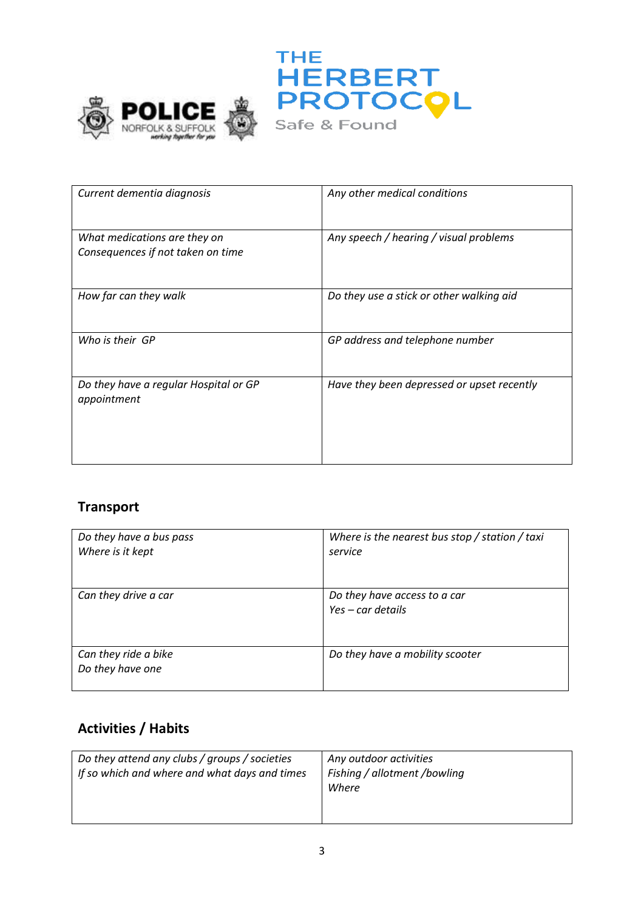| *Current dementia diagnosis* | *Any other medical conditions* |
|---|---|
| *What medications are they on*<br>*Consequences if not taken on time* | *Any speech / hearing / visual problems* |
| *How far can they walk* | *Do they use a stick or other walking aid* |
| *Who is their GP* | *GP address and telephone number* |
| *Do they have a regular Hospital or GP appointment* | *Have they been depressed or upset recently* |

## Transport

| *Do they have a bus pass*<br>*Where is it kept* | *Where is the nearest bus stop / station / taxi service* |
|---|---|
| *Can they drive a car* | *Do they have access to a car*<br>*Yes – car details* |
| *Can they ride a bike*<br>*Do they have one* | *Do they have a mobility scooter* |

## Activities / Habits

| *Do they attend any clubs / groups / societies*<br>*If so which and where and what days and times* | *Any outdoor activities*<br>*Fishing / allotment /bowling*<br>*Where* |
|---|---|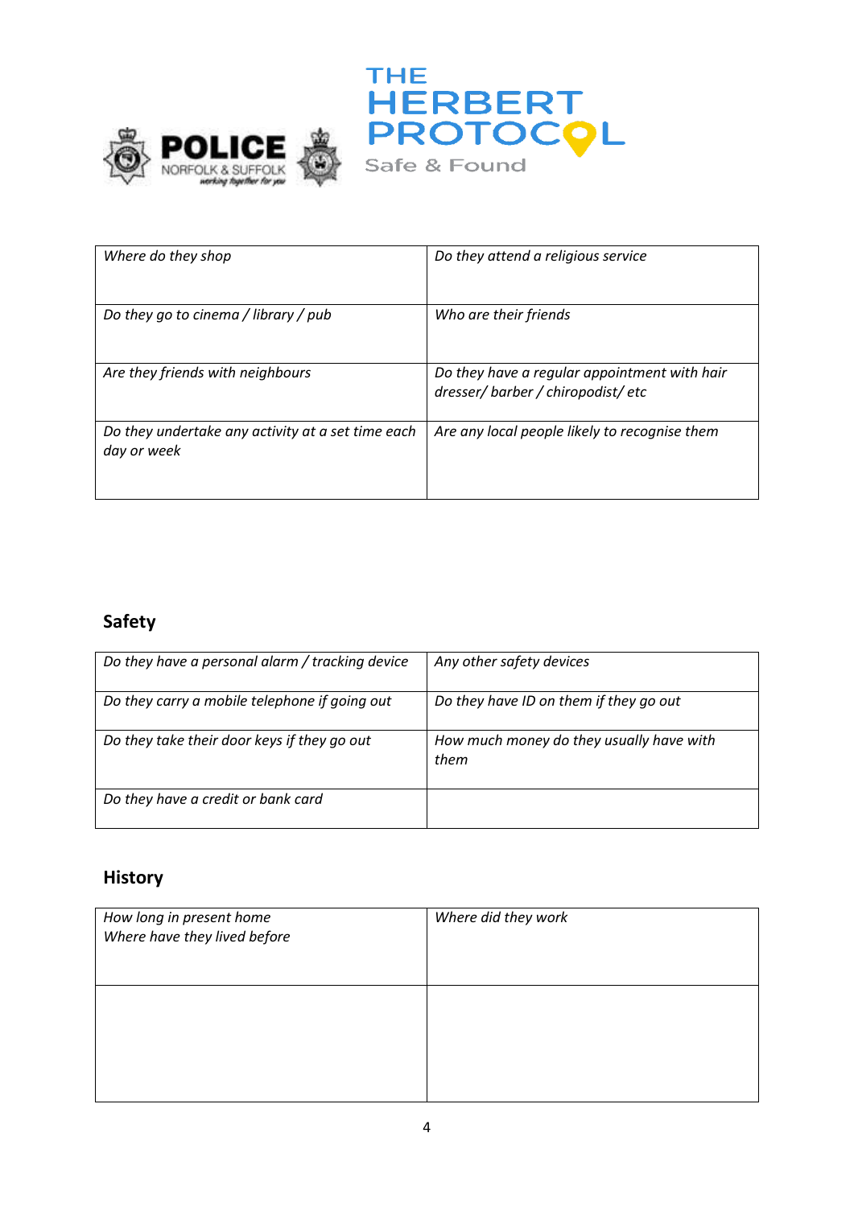| | |
|---|---|
| *Where do they shop* | *Do they attend a religious service* |
| *Do they go to cinema / library / pub* | *Who are their friends* |
| *Are they friends with neighbours* | *Do they have a regular appointment with hair dresser/ barber / chiropodist/ etc* |
| *Do they undertake any activity at a set time each day or week* | *Are any local people likely to recognise them* |

## Safety

| | |
|---|---|
| *Do they have a personal alarm / tracking device* | *Any other safety devices* |
| *Do they carry a mobile telephone if going out* | *Do they have ID on them if they go out* |
| *Do they take their door keys if they go out* | *How much money do they usually have with them* |
| *Do they have a credit or bank card* | |

## History

| | |
|---|---|
| *How long in present home*<br>*Where have they lived before* | *Where did they work* |
| | |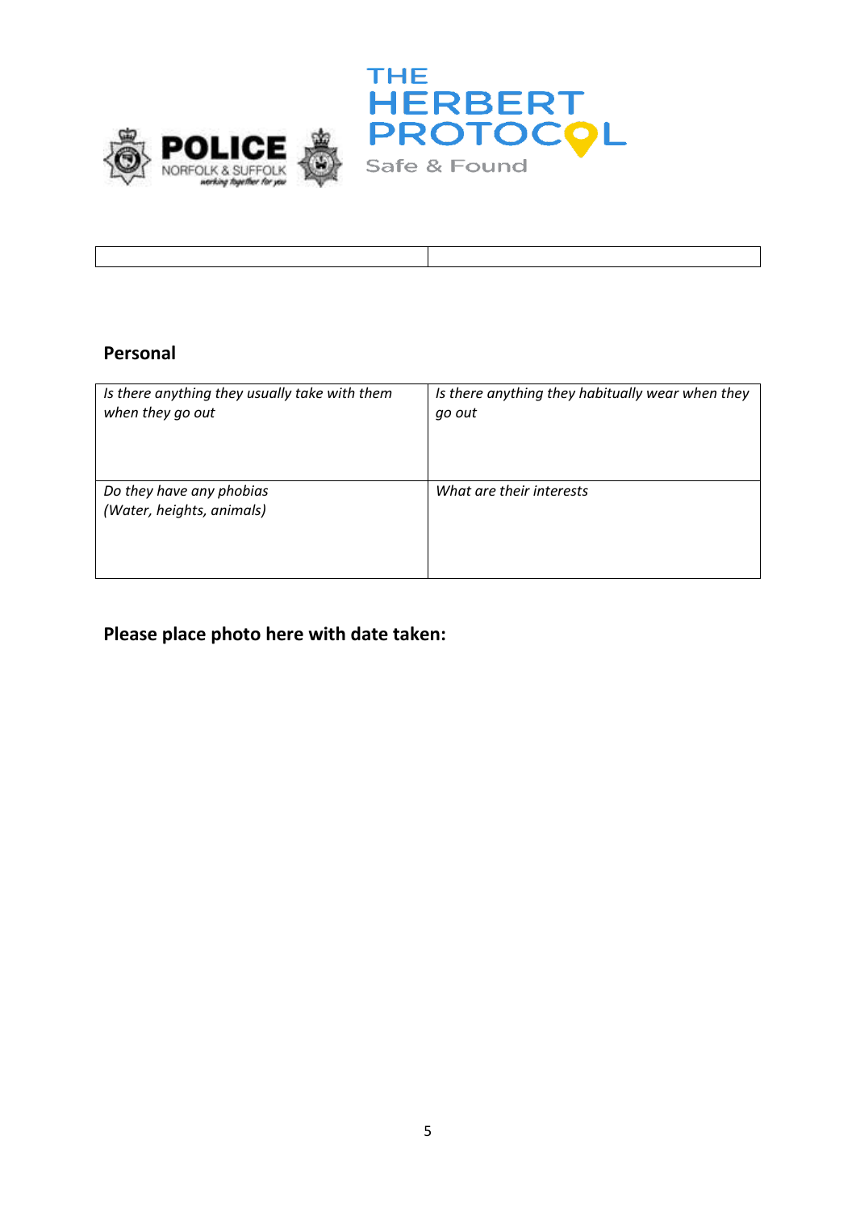| | |
|---|---|
| | |

## Personal

| | |
|---|---|
| *Is there anything they usually take with them when they go out* | *Is there anything they habitually wear when they go out* |
| *Do they have any phobias (Water, heights, animals)* | *What are their interests* |

**Please place photo here with date taken:**